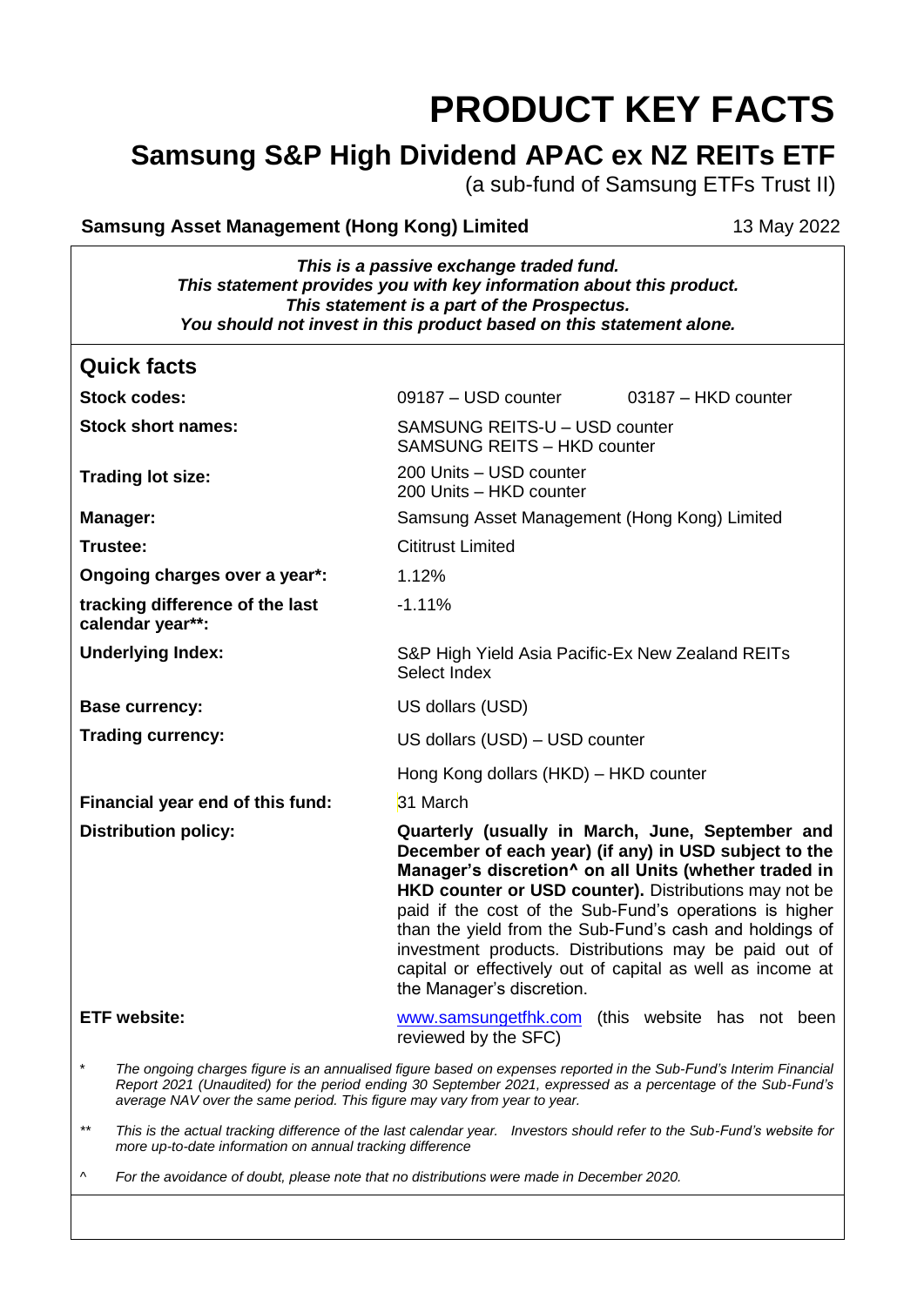# PRODUCT KEY FACTS

## Samsung S&P High Dividend APAC ex NZ REITs ETF

(a sub-fund of Samsung ETFs Trust II)

**Samsung Asset Management (Hong Kong) Limited** 13 May 2022

***This is a passive exchange traded fund.***
***This statement provides you with key information about this product.***
***This statement is a part of the Prospectus.***
***You should not invest in this product based on this statement alone.***

## Quick facts

| | |
|---|---|
| **Stock codes:** | 09187 – USD counter 03187 – HKD counter |
| **Stock short names:** | SAMSUNG REITS-U – USD counter<br>SAMSUNG REITS – HKD counter |
| **Trading lot size:** | 200 Units – USD counter<br>200 Units – HKD counter |
| **Manager:** | Samsung Asset Management (Hong Kong) Limited |
| **Trustee:** | Cititrust Limited |
| **Ongoing charges over a year*:** | 1.12% |
| **tracking difference of the last calendar year**:** | -1.11% |
| **Underlying Index:** | S&P High Yield Asia Pacific-Ex New Zealand REITs Select Index |
| **Base currency:** | US dollars (USD) |
| **Trading currency:** | US dollars (USD) – USD counter<br>Hong Kong dollars (HKD) – HKD counter |
| **Financial year end of this fund:** | 31 March |
| **Distribution policy:** | **Quarterly (usually in March, June, September and December of each year) (if any) in USD subject to the Manager's discretion^ on all Units (whether traded in HKD counter or USD counter).** Distributions may not be paid if the cost of the Sub-Fund's operations is higher than the yield from the Sub-Fund's cash and holdings of investment products. Distributions may be paid out of capital or effectively out of capital as well as income at the Manager's discretion. |
| **ETF website:** | www.samsungetfhk.com (this website has not been reviewed by the SFC) |

\* *The ongoing charges figure is an annualised figure based on expenses reported in the Sub-Fund's Interim Financial Report 2021 (Unaudited) for the period ending 30 September 2021, expressed as a percentage of the Sub-Fund's average NAV over the same period. This figure may vary from year to year.*

\*\* *This is the actual tracking difference of the last calendar year. Investors should refer to the Sub-Fund's website for more up-to-date information on annual tracking difference*

^ *For the avoidance of doubt, please note that no distributions were made in December 2020.*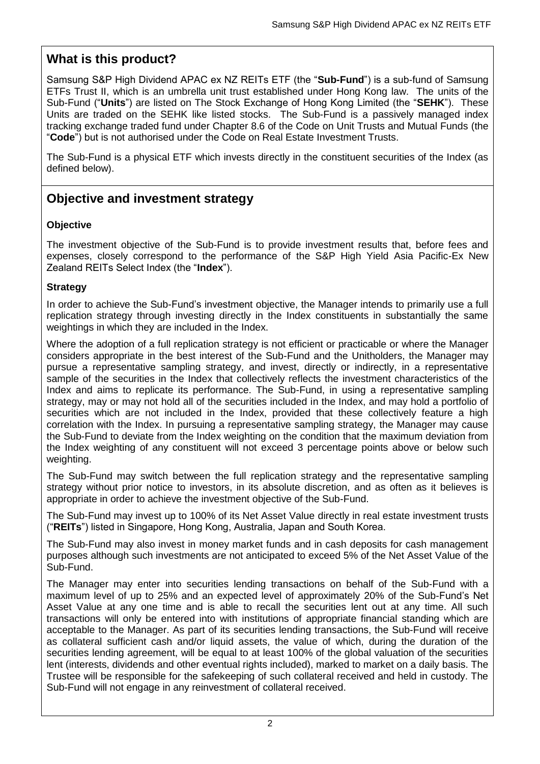## What is this product?

Samsung S&P High Dividend APAC ex NZ REITs ETF (the "**Sub-Fund**") is a sub-fund of Samsung ETFs Trust II, which is an umbrella unit trust established under Hong Kong law. The units of the Sub-Fund ("**Units**") are listed on The Stock Exchange of Hong Kong Limited (the "**SEHK**"). These Units are traded on the SEHK like listed stocks. The Sub-Fund is a passively managed index tracking exchange traded fund under Chapter 8.6 of the Code on Unit Trusts and Mutual Funds (the "**Code**") but is not authorised under the Code on Real Estate Investment Trusts.

The Sub-Fund is a physical ETF which invests directly in the constituent securities of the Index (as defined below).

## Objective and investment strategy

### Objective

The investment objective of the Sub-Fund is to provide investment results that, before fees and expenses, closely correspond to the performance of the S&P High Yield Asia Pacific-Ex New Zealand REITs Select Index (the "**Index**").

### Strategy

In order to achieve the Sub-Fund's investment objective, the Manager intends to primarily use a full replication strategy through investing directly in the Index constituents in substantially the same weightings in which they are included in the Index.

Where the adoption of a full replication strategy is not efficient or practicable or where the Manager considers appropriate in the best interest of the Sub-Fund and the Unitholders, the Manager may pursue a representative sampling strategy, and invest, directly or indirectly, in a representative sample of the securities in the Index that collectively reflects the investment characteristics of the Index and aims to replicate its performance. The Sub-Fund, in using a representative sampling strategy, may or may not hold all of the securities included in the Index, and may hold a portfolio of securities which are not included in the Index, provided that these collectively feature a high correlation with the Index. In pursuing a representative sampling strategy, the Manager may cause the Sub-Fund to deviate from the Index weighting on the condition that the maximum deviation from the Index weighting of any constituent will not exceed 3 percentage points above or below such weighting.

The Sub-Fund may switch between the full replication strategy and the representative sampling strategy without prior notice to investors, in its absolute discretion, and as often as it believes is appropriate in order to achieve the investment objective of the Sub-Fund.

The Sub-Fund may invest up to 100% of its Net Asset Value directly in real estate investment trusts ("**REITs**") listed in Singapore, Hong Kong, Australia, Japan and South Korea.

The Sub-Fund may also invest in money market funds and in cash deposits for cash management purposes although such investments are not anticipated to exceed 5% of the Net Asset Value of the Sub-Fund.

The Manager may enter into securities lending transactions on behalf of the Sub-Fund with a maximum level of up to 25% and an expected level of approximately 20% of the Sub-Fund's Net Asset Value at any one time and is able to recall the securities lent out at any time. All such transactions will only be entered into with institutions of appropriate financial standing which are acceptable to the Manager. As part of its securities lending transactions, the Sub-Fund will receive as collateral sufficient cash and/or liquid assets, the value of which, during the duration of the securities lending agreement, will be equal to at least 100% of the global valuation of the securities lent (interests, dividends and other eventual rights included), marked to market on a daily basis. The Trustee will be responsible for the safekeeping of such collateral received and held in custody. The Sub-Fund will not engage in any reinvestment of collateral received.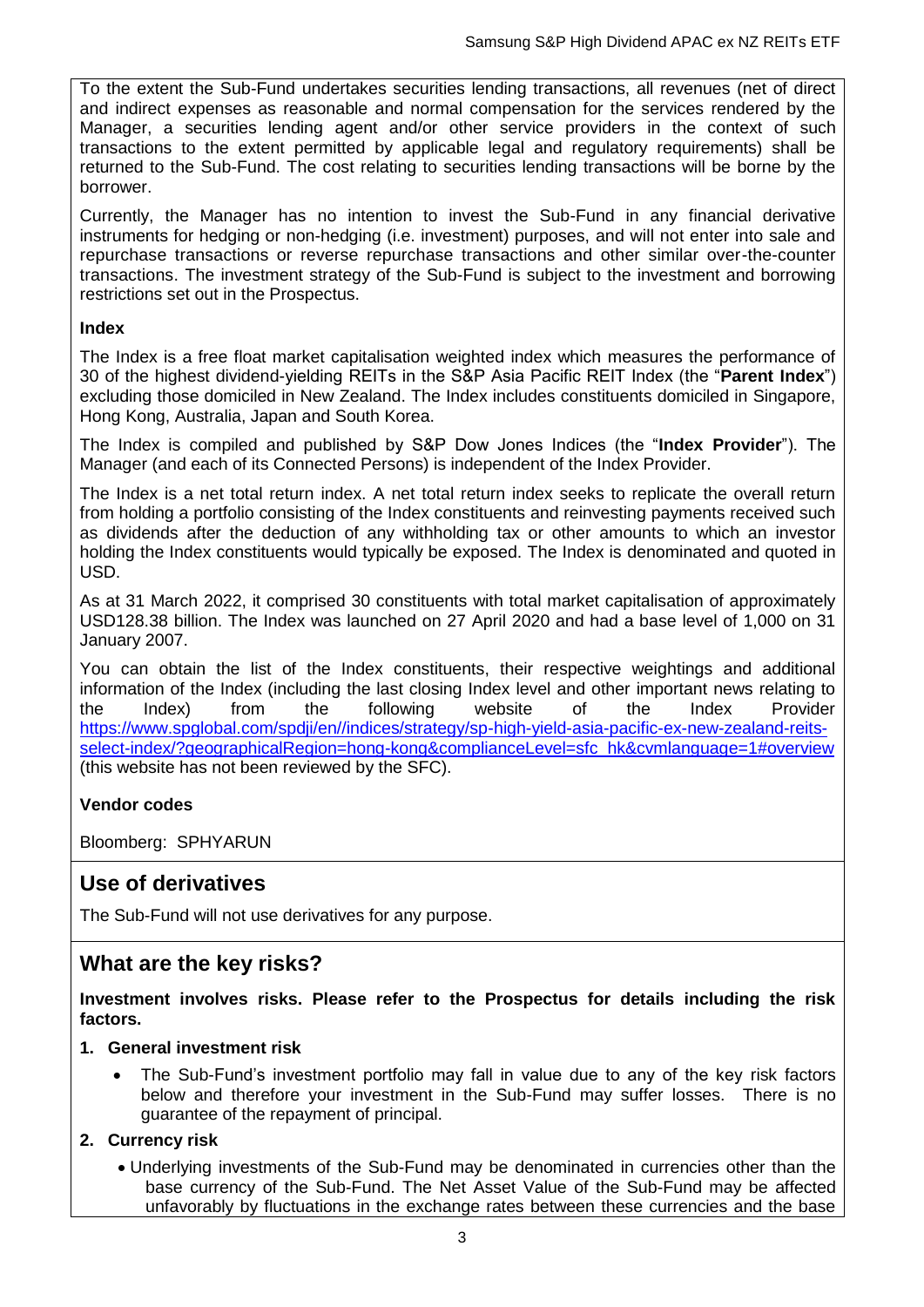To the extent the Sub-Fund undertakes securities lending transactions, all revenues (net of direct and indirect expenses as reasonable and normal compensation for the services rendered by the Manager, a securities lending agent and/or other service providers in the context of such transactions to the extent permitted by applicable legal and regulatory requirements) shall be returned to the Sub-Fund. The cost relating to securities lending transactions will be borne by the borrower.

Currently, the Manager has no intention to invest the Sub-Fund in any financial derivative instruments for hedging or non-hedging (i.e. investment) purposes, and will not enter into sale and repurchase transactions or reverse repurchase transactions and other similar over-the-counter transactions. The investment strategy of the Sub-Fund is subject to the investment and borrowing restrictions set out in the Prospectus.

**Index**

The Index is a free float market capitalisation weighted index which measures the performance of 30 of the highest dividend-yielding REITs in the S&P Asia Pacific REIT Index (the "**Parent Index**") excluding those domiciled in New Zealand. The Index includes constituents domiciled in Singapore, Hong Kong, Australia, Japan and South Korea.

The Index is compiled and published by S&P Dow Jones Indices (the "**Index Provider**"). The Manager (and each of its Connected Persons) is independent of the Index Provider.

The Index is a net total return index. A net total return index seeks to replicate the overall return from holding a portfolio consisting of the Index constituents and reinvesting payments received such as dividends after the deduction of any withholding tax or other amounts to which an investor holding the Index constituents would typically be exposed. The Index is denominated and quoted in USD.

As at 31 March 2022, it comprised 30 constituents with total market capitalisation of approximately USD128.38 billion. The Index was launched on 27 April 2020 and had a base level of 1,000 on 31 January 2007.

You can obtain the list of the Index constituents, their respective weightings and additional information of the Index (including the last closing Index level and other important news relating to the Index) from the following website of the Index Provider https://www.spglobal.com/spdji/en//indices/strategy/sp-high-yield-asia-pacific-ex-new-zealand-reits-select-index/?geographicalRegion=hong-kong&complianceLevel=sfc_hk&cvmlanguage=1#overview (this website has not been reviewed by the SFC).

**Vendor codes**

Bloomberg: SPHYARUN

## Use of derivatives

The Sub-Fund will not use derivatives for any purpose.

## What are the key risks?

**Investment involves risks. Please refer to the Prospectus for details including the risk factors.**

**1. General investment risk**

- The Sub-Fund's investment portfolio may fall in value due to any of the key risk factors below and therefore your investment in the Sub-Fund may suffer losses. There is no guarantee of the repayment of principal.

**2. Currency risk**

- Underlying investments of the Sub-Fund may be denominated in currencies other than the base currency of the Sub-Fund. The Net Asset Value of the Sub-Fund may be affected unfavorably by fluctuations in the exchange rates between these currencies and the base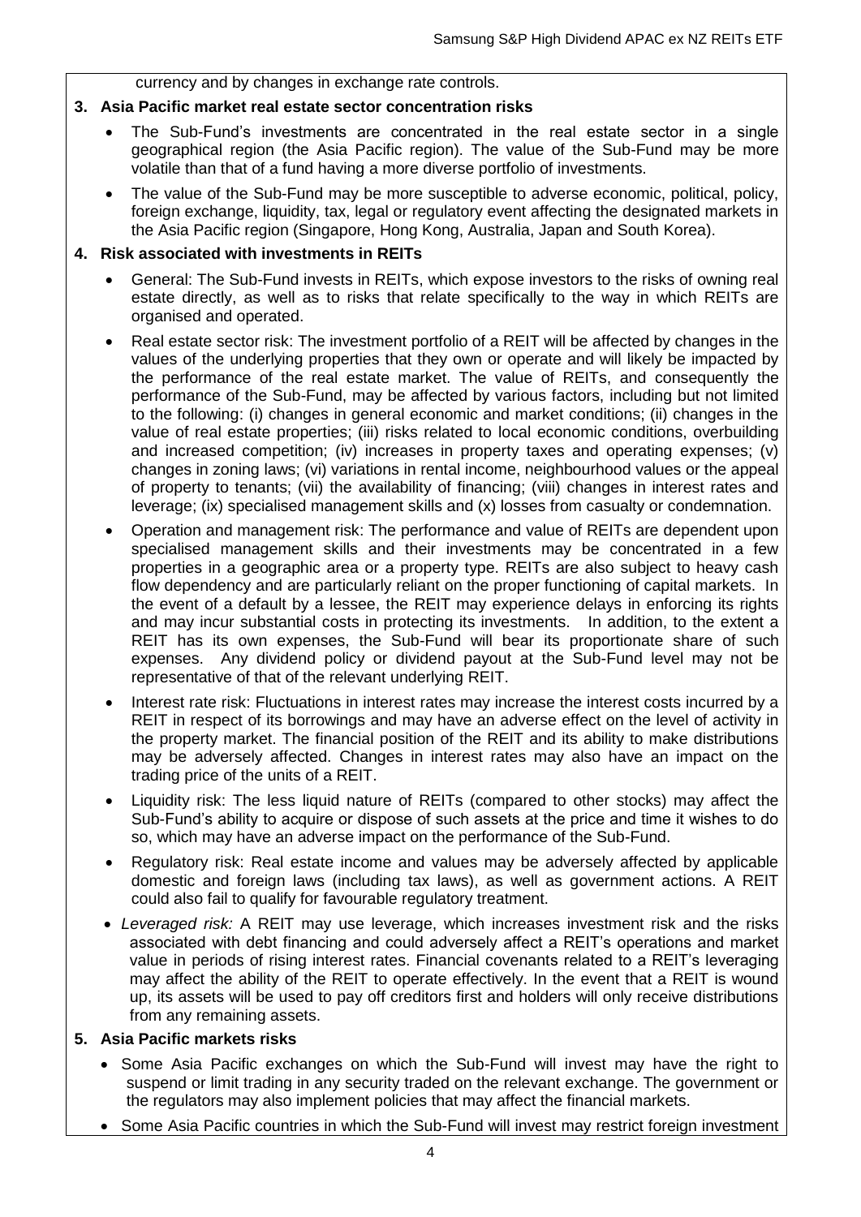currency and by changes in exchange rate controls.

**3. Asia Pacific market real estate sector concentration risks**

- The Sub-Fund's investments are concentrated in the real estate sector in a single geographical region (the Asia Pacific region). The value of the Sub-Fund may be more volatile than that of a fund having a more diverse portfolio of investments.
- The value of the Sub-Fund may be more susceptible to adverse economic, political, policy, foreign exchange, liquidity, tax, legal or regulatory event affecting the designated markets in the Asia Pacific region (Singapore, Hong Kong, Australia, Japan and South Korea).

**4. Risk associated with investments in REITs**

- General: The Sub-Fund invests in REITs, which expose investors to the risks of owning real estate directly, as well as to risks that relate specifically to the way in which REITs are organised and operated.
- Real estate sector risk: The investment portfolio of a REIT will be affected by changes in the values of the underlying properties that they own or operate and will likely be impacted by the performance of the real estate market. The value of REITs, and consequently the performance of the Sub-Fund, may be affected by various factors, including but not limited to the following: (i) changes in general economic and market conditions; (ii) changes in the value of real estate properties; (iii) risks related to local economic conditions, overbuilding and increased competition; (iv) increases in property taxes and operating expenses; (v) changes in zoning laws; (vi) variations in rental income, neighbourhood values or the appeal of property to tenants; (vii) the availability of financing; (viii) changes in interest rates and leverage; (ix) specialised management skills and (x) losses from casualty or condemnation.
- Operation and management risk: The performance and value of REITs are dependent upon specialised management skills and their investments may be concentrated in a few properties in a geographic area or a property type. REITs are also subject to heavy cash flow dependency and are particularly reliant on the proper functioning of capital markets. In the event of a default by a lessee, the REIT may experience delays in enforcing its rights and may incur substantial costs in protecting its investments. In addition, to the extent a REIT has its own expenses, the Sub-Fund will bear its proportionate share of such expenses. Any dividend policy or dividend payout at the Sub-Fund level may not be representative of that of the relevant underlying REIT.
- Interest rate risk: Fluctuations in interest rates may increase the interest costs incurred by a REIT in respect of its borrowings and may have an adverse effect on the level of activity in the property market. The financial position of the REIT and its ability to make distributions may be adversely affected. Changes in interest rates may also have an impact on the trading price of the units of a REIT.
- Liquidity risk: The less liquid nature of REITs (compared to other stocks) may affect the Sub-Fund's ability to acquire or dispose of such assets at the price and time it wishes to do so, which may have an adverse impact on the performance of the Sub-Fund.
- Regulatory risk: Real estate income and values may be adversely affected by applicable domestic and foreign laws (including tax laws), as well as government actions. A REIT could also fail to qualify for favourable regulatory treatment.
- *Leveraged risk:* A REIT may use leverage, which increases investment risk and the risks associated with debt financing and could adversely affect a REIT's operations and market value in periods of rising interest rates. Financial covenants related to a REIT's leveraging may affect the ability of the REIT to operate effectively. In the event that a REIT is wound up, its assets will be used to pay off creditors first and holders will only receive distributions from any remaining assets.

**5. Asia Pacific markets risks**

- Some Asia Pacific exchanges on which the Sub-Fund will invest may have the right to suspend or limit trading in any security traded on the relevant exchange. The government or the regulators may also implement policies that may affect the financial markets.
- Some Asia Pacific countries in which the Sub-Fund will invest may restrict foreign investment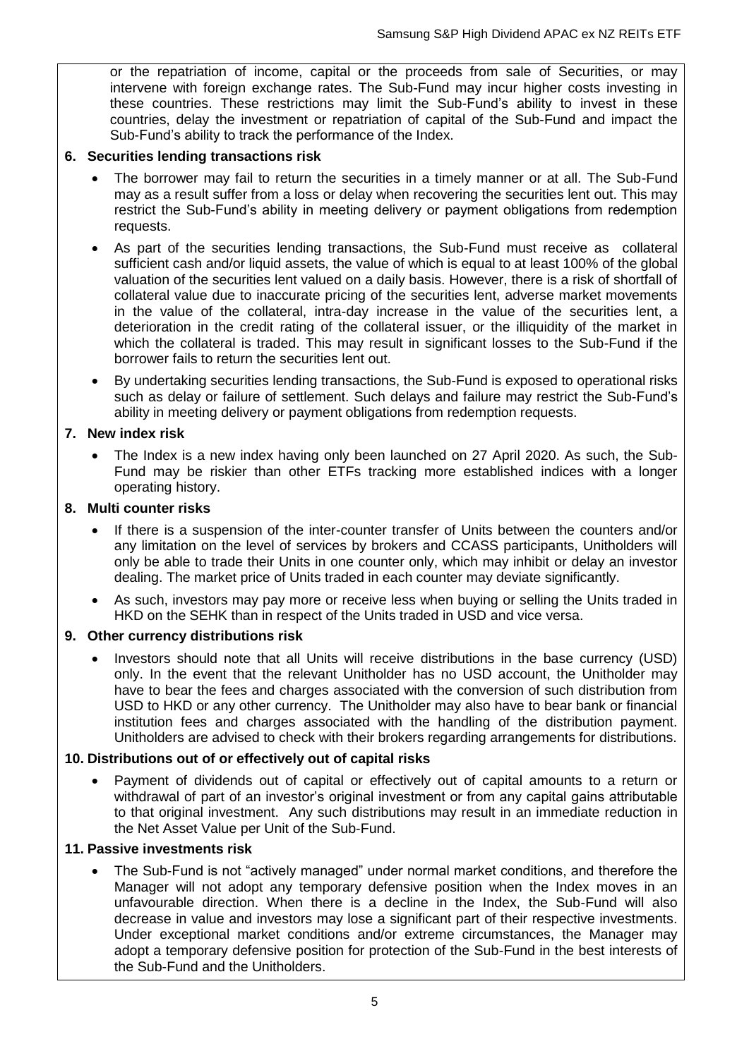or the repatriation of income, capital or the proceeds from sale of Securities, or may intervene with foreign exchange rates. The Sub-Fund may incur higher costs investing in these countries. These restrictions may limit the Sub-Fund's ability to invest in these countries, delay the investment or repatriation of capital of the Sub-Fund and impact the Sub-Fund's ability to track the performance of the Index.

**6. Securities lending transactions risk**

- The borrower may fail to return the securities in a timely manner or at all. The Sub-Fund may as a result suffer from a loss or delay when recovering the securities lent out. This may restrict the Sub-Fund's ability in meeting delivery or payment obligations from redemption requests.
- As part of the securities lending transactions, the Sub-Fund must receive as collateral sufficient cash and/or liquid assets, the value of which is equal to at least 100% of the global valuation of the securities lent valued on a daily basis. However, there is a risk of shortfall of collateral value due to inaccurate pricing of the securities lent, adverse market movements in the value of the collateral, intra-day increase in the value of the securities lent, a deterioration in the credit rating of the collateral issuer, or the illiquidity of the market in which the collateral is traded. This may result in significant losses to the Sub-Fund if the borrower fails to return the securities lent out.
- By undertaking securities lending transactions, the Sub-Fund is exposed to operational risks such as delay or failure of settlement. Such delays and failure may restrict the Sub-Fund's ability in meeting delivery or payment obligations from redemption requests.

**7. New index risk**

- The Index is a new index having only been launched on 27 April 2020. As such, the Sub-Fund may be riskier than other ETFs tracking more established indices with a longer operating history.

**8. Multi counter risks**

- If there is a suspension of the inter-counter transfer of Units between the counters and/or any limitation on the level of services by brokers and CCASS participants, Unitholders will only be able to trade their Units in one counter only, which may inhibit or delay an investor dealing. The market price of Units traded in each counter may deviate significantly.
- As such, investors may pay more or receive less when buying or selling the Units traded in HKD on the SEHK than in respect of the Units traded in USD and vice versa.

**9. Other currency distributions risk**

- Investors should note that all Units will receive distributions in the base currency (USD) only. In the event that the relevant Unitholder has no USD account, the Unitholder may have to bear the fees and charges associated with the conversion of such distribution from USD to HKD or any other currency. The Unitholder may also have to bear bank or financial institution fees and charges associated with the handling of the distribution payment. Unitholders are advised to check with their brokers regarding arrangements for distributions.

**10. Distributions out of or effectively out of capital risks**

- Payment of dividends out of capital or effectively out of capital amounts to a return or withdrawal of part of an investor's original investment or from any capital gains attributable to that original investment. Any such distributions may result in an immediate reduction in the Net Asset Value per Unit of the Sub-Fund.

**11. Passive investments risk**

- The Sub-Fund is not "actively managed" under normal market conditions, and therefore the Manager will not adopt any temporary defensive position when the Index moves in an unfavourable direction. When there is a decline in the Index, the Sub-Fund will also decrease in value and investors may lose a significant part of their respective investments. Under exceptional market conditions and/or extreme circumstances, the Manager may adopt a temporary defensive position for protection of the Sub-Fund in the best interests of the Sub-Fund and the Unitholders.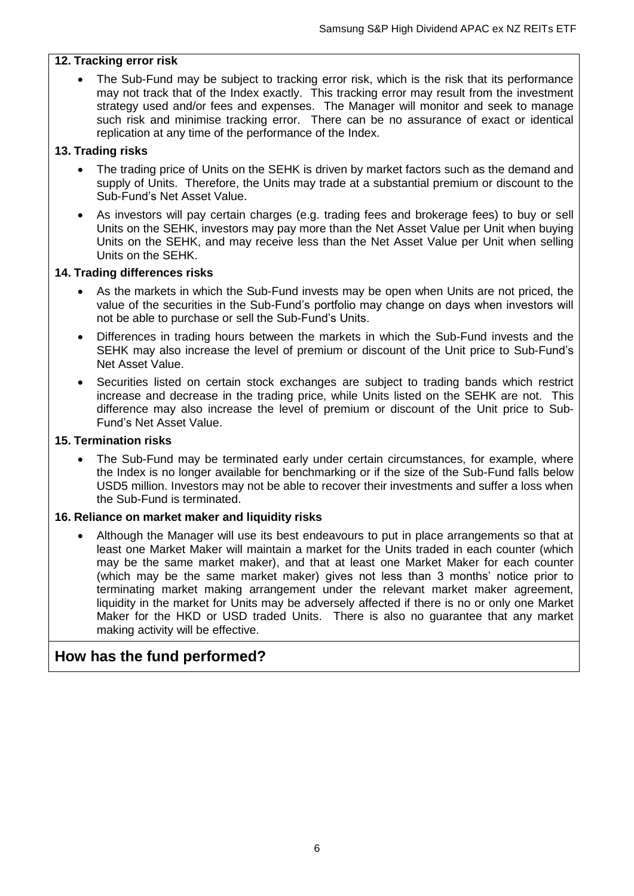**12. Tracking error risk**

- The Sub-Fund may be subject to tracking error risk, which is the risk that its performance may not track that of the Index exactly. This tracking error may result from the investment strategy used and/or fees and expenses. The Manager will monitor and seek to manage such risk and minimise tracking error. There can be no assurance of exact or identical replication at any time of the performance of the Index.

**13. Trading risks**

- The trading price of Units on the SEHK is driven by market factors such as the demand and supply of Units. Therefore, the Units may trade at a substantial premium or discount to the Sub-Fund's Net Asset Value.
- As investors will pay certain charges (e.g. trading fees and brokerage fees) to buy or sell Units on the SEHK, investors may pay more than the Net Asset Value per Unit when buying Units on the SEHK, and may receive less than the Net Asset Value per Unit when selling Units on the SEHK.

**14. Trading differences risks**

- As the markets in which the Sub-Fund invests may be open when Units are not priced, the value of the securities in the Sub-Fund's portfolio may change on days when investors will not be able to purchase or sell the Sub-Fund's Units.
- Differences in trading hours between the markets in which the Sub-Fund invests and the SEHK may also increase the level of premium or discount of the Unit price to Sub-Fund's Net Asset Value.
- Securities listed on certain stock exchanges are subject to trading bands which restrict increase and decrease in the trading price, while Units listed on the SEHK are not. This difference may also increase the level of premium or discount of the Unit price to Sub-Fund's Net Asset Value.

**15. Termination risks**

- The Sub-Fund may be terminated early under certain circumstances, for example, where the Index is no longer available for benchmarking or if the size of the Sub-Fund falls below USD5 million. Investors may not be able to recover their investments and suffer a loss when the Sub-Fund is terminated.

**16. Reliance on market maker and liquidity risks**

- Although the Manager will use its best endeavours to put in place arrangements so that at least one Market Maker will maintain a market for the Units traded in each counter (which may be the same market maker), and that at least one Market Maker for each counter (which may be the same market maker) gives not less than 3 months' notice prior to terminating market making arrangement under the relevant market maker agreement, liquidity in the market for Units may be adversely affected if there is no or only one Market Maker for the HKD or USD traded Units. There is also no guarantee that any market making activity will be effective.

## How has the fund performed?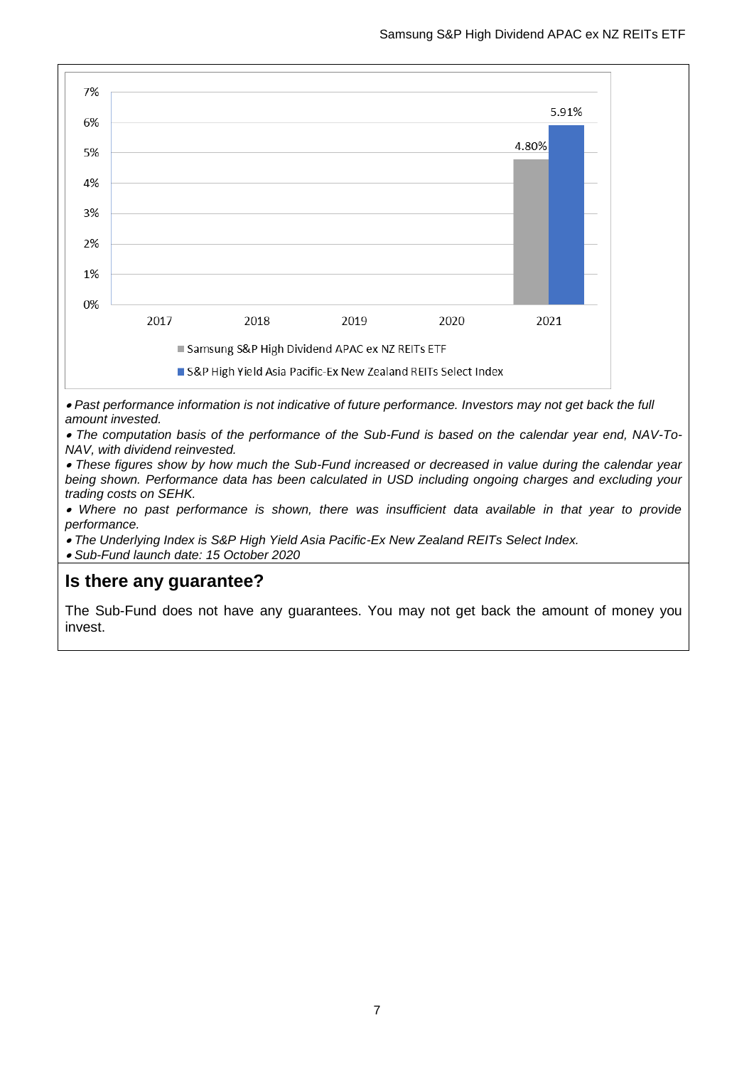| | 2017 | 2018 | 2019 | 2020 | 2021 |
|---|---|---|---|---|---|
| Samsung S&P High Dividend APAC ex NZ REITs ETF | | | | | 4.80% |
| S&P High Yield Asia Pacific-Ex New Zealand REITs Select Index | | | | | 5.91% |

- *Past performance information is not indicative of future performance. Investors may not get back the full amount invested.*
- *The computation basis of the performance of the Sub-Fund is based on the calendar year end, NAV-To-NAV, with dividend reinvested.*
- *These figures show by how much the Sub-Fund increased or decreased in value during the calendar year being shown. Performance data has been calculated in USD including ongoing charges and excluding your trading costs on SEHK.*
- *Where no past performance is shown, there was insufficient data available in that year to provide performance.*
- *The Underlying Index is S&P High Yield Asia Pacific-Ex New Zealand REITs Select Index.*
- *Sub-Fund launch date: 15 October 2020*

## Is there any guarantee?

The Sub-Fund does not have any guarantees. You may not get back the amount of money you invest.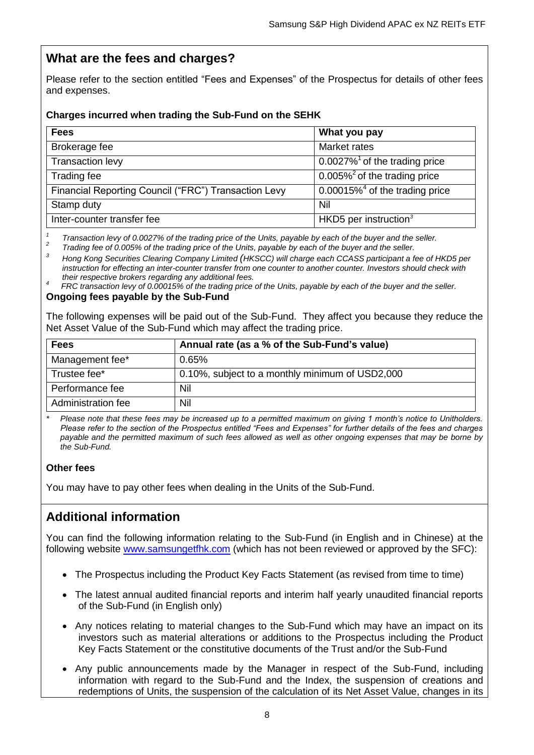## What are the fees and charges?

Please refer to the section entitled "Fees and Expenses" of the Prospectus for details of other fees and expenses.

### Charges incurred when trading the Sub-Fund on the SEHK

| Fees | What you pay |
|---|---|
| Brokerage fee | Market rates |
| Transaction levy | 0.0027%[1] of the trading price |
| Trading fee | 0.005%[2] of the trading price |
| Financial Reporting Council ("FRC") Transaction Levy | 0.00015%[4] of the trading price |
| Stamp duty | Nil |
| Inter-counter transfer fee | HKD5 per instruction[3] |

*[1] Transaction levy of 0.0027% of the trading price of the Units, payable by each of the buyer and the seller.*

*[2] Trading fee of 0.005% of the trading price of the Units, payable by each of the buyer and the seller.*

*[3] Hong Kong Securities Clearing Company Limited (HKSCC) will charge each CCASS participant a fee of HKD5 per instruction for effecting an inter-counter transfer from one counter to another counter. Investors should check with their respective brokers regarding any additional fees.*

*[4] FRC transaction levy of 0.00015% of the trading price of the Units, payable by each of the buyer and the seller.*

### Ongoing fees payable by the Sub-Fund

The following expenses will be paid out of the Sub-Fund. They affect you because they reduce the Net Asset Value of the Sub-Fund which may affect the trading price.

| Fees | Annual rate (as a % of the Sub-Fund's value) |
|---|---|
| Management fee* | 0.65% |
| Trustee fee* | 0.10%, subject to a monthly minimum of USD2,000 |
| Performance fee | Nil |
| Administration fee | Nil |

*\* Please note that these fees may be increased up to a permitted maximum on giving 1 month's notice to Unitholders. Please refer to the section of the Prospectus entitled "Fees and Expenses" for further details of the fees and charges payable and the permitted maximum of such fees allowed as well as other ongoing expenses that may be borne by the Sub-Fund.*

### Other fees

You may have to pay other fees when dealing in the Units of the Sub-Fund.

## Additional information

You can find the following information relating to the Sub-Fund (in English and in Chinese) at the following website www.samsungetfhk.com (which has not been reviewed or approved by the SFC):

- The Prospectus including the Product Key Facts Statement (as revised from time to time)
- The latest annual audited financial reports and interim half yearly unaudited financial reports of the Sub-Fund (in English only)
- Any notices relating to material changes to the Sub-Fund which may have an impact on its investors such as material alterations or additions to the Prospectus including the Product Key Facts Statement or the constitutive documents of the Trust and/or the Sub-Fund
- Any public announcements made by the Manager in respect of the Sub-Fund, including information with regard to the Sub-Fund and the Index, the suspension of creations and redemptions of Units, the suspension of the calculation of its Net Asset Value, changes in its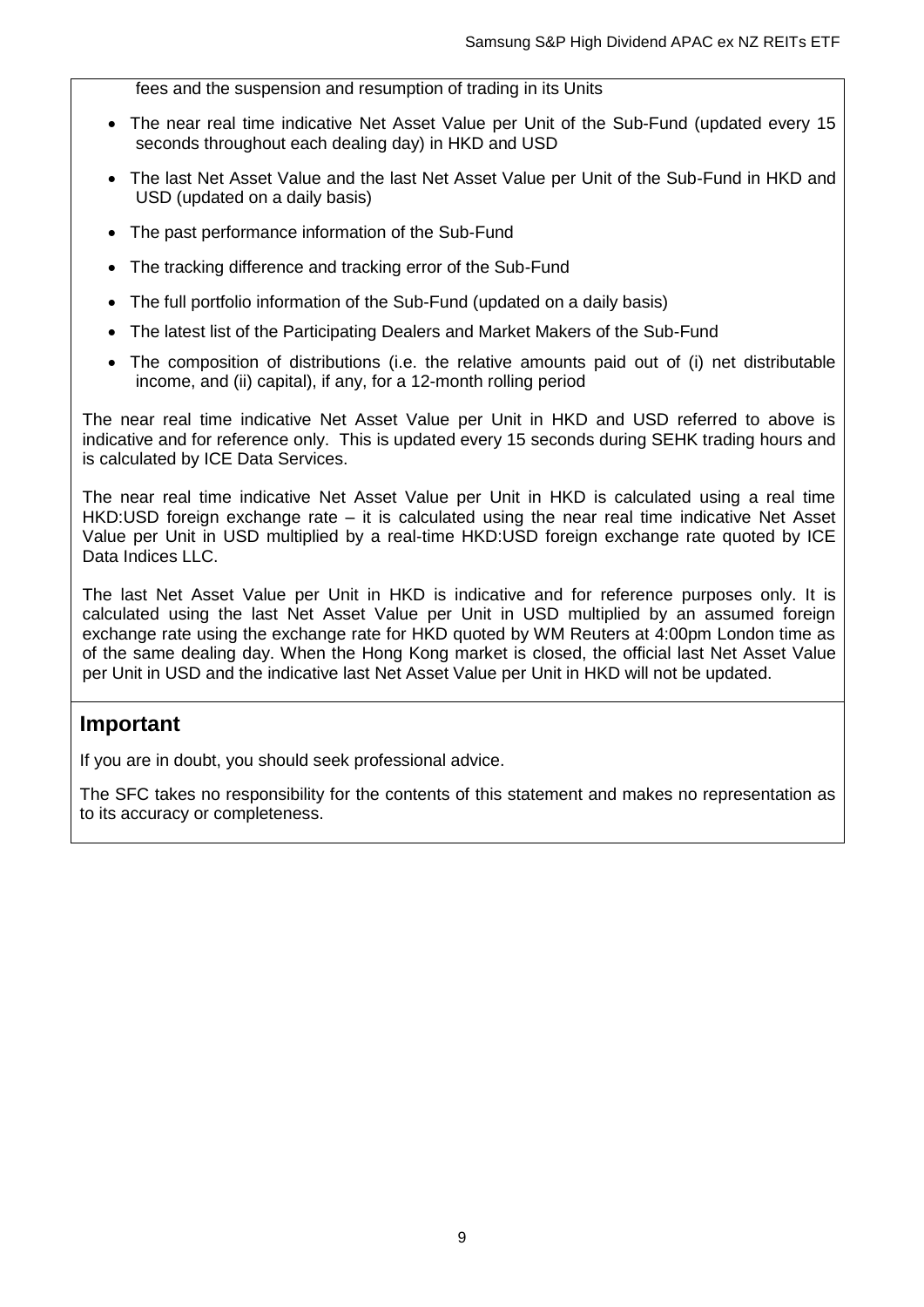fees and the suspension and resumption of trading in its Units

- The near real time indicative Net Asset Value per Unit of the Sub-Fund (updated every 15 seconds throughout each dealing day) in HKD and USD
- The last Net Asset Value and the last Net Asset Value per Unit of the Sub-Fund in HKD and USD (updated on a daily basis)
- The past performance information of the Sub-Fund
- The tracking difference and tracking error of the Sub-Fund
- The full portfolio information of the Sub-Fund (updated on a daily basis)
- The latest list of the Participating Dealers and Market Makers of the Sub-Fund
- The composition of distributions (i.e. the relative amounts paid out of (i) net distributable income, and (ii) capital), if any, for a 12-month rolling period

The near real time indicative Net Asset Value per Unit in HKD and USD referred to above is indicative and for reference only. This is updated every 15 seconds during SEHK trading hours and is calculated by ICE Data Services.

The near real time indicative Net Asset Value per Unit in HKD is calculated using a real time HKD:USD foreign exchange rate – it is calculated using the near real time indicative Net Asset Value per Unit in USD multiplied by a real-time HKD:USD foreign exchange rate quoted by ICE Data Indices LLC.

The last Net Asset Value per Unit in HKD is indicative and for reference purposes only. It is calculated using the last Net Asset Value per Unit in USD multiplied by an assumed foreign exchange rate using the exchange rate for HKD quoted by WM Reuters at 4:00pm London time as of the same dealing day. When the Hong Kong market is closed, the official last Net Asset Value per Unit in USD and the indicative last Net Asset Value per Unit in HKD will not be updated.

## Important

If you are in doubt, you should seek professional advice.

The SFC takes no responsibility for the contents of this statement and makes no representation as to its accuracy or completeness.